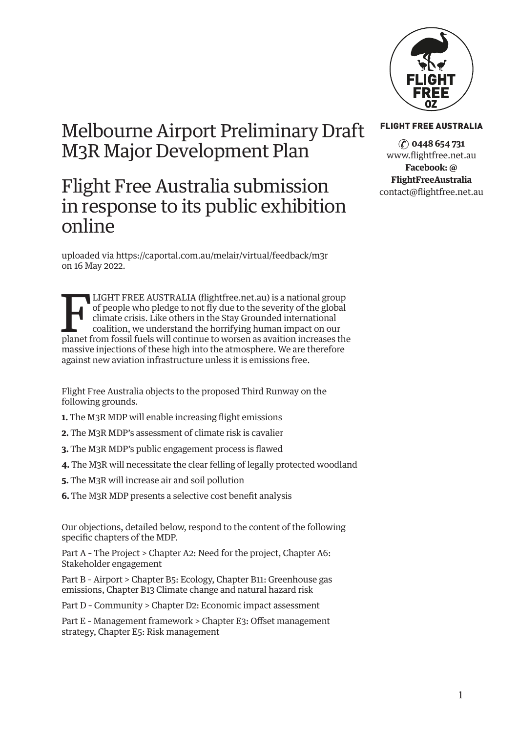# Melbourne Airport Preliminary Draft M3R Major Development Plan

# Flight Free Australia submission in response to its public exhibition online

uploaded via https://caportal.com.au/melair/virtual/feedback/m3r on 16 May 2022.

**FLIGHT FREE AUSTRALIA**

0448 654 731
www.flightfree.net.au
**Facebook: @ FlightFreeAustralia**
contact@flightfree.net.au

FLIGHT FREE AUSTRALIA (flightfree.net.au) is a national group of people who pledge to not fly due to the severity of the global climate crisis. Like others in the Stay Grounded international coalition, we understand the horrifying human impact on our planet from fossil fuels will continue to worsen as avaition increases the massive injections of these high into the atmosphere. We are therefore against new aviation infrastructure unless it is emissions free.

Flight Free Australia objects to the proposed Third Runway on the following grounds.

**1.** The M3R MDP will enable increasing flight emissions

**2.** The M3R MDP's assessment of climate risk is cavalier

**3.** The M3R MDP's public engagement process is flawed

**4.** The M3R will necessitate the clear felling of legally protected woodland

**5.** The M3R will increase air and soil pollution

**6.** The M3R MDP presents a selective cost benefit analysis

Our objections, detailed below, respond to the content of the following specific chapters of the MDP.

Part A - The Project > Chapter A2: Need for the project, Chapter A6: Stakeholder engagement

Part B - Airport > Chapter B5: Ecology, Chapter B11: Greenhouse gas emissions, Chapter B13 Climate change and natural hazard risk

Part D - Community > Chapter D2: Economic impact assessment

Part E - Management framework > Chapter E3: Offset management strategy, Chapter E5: Risk management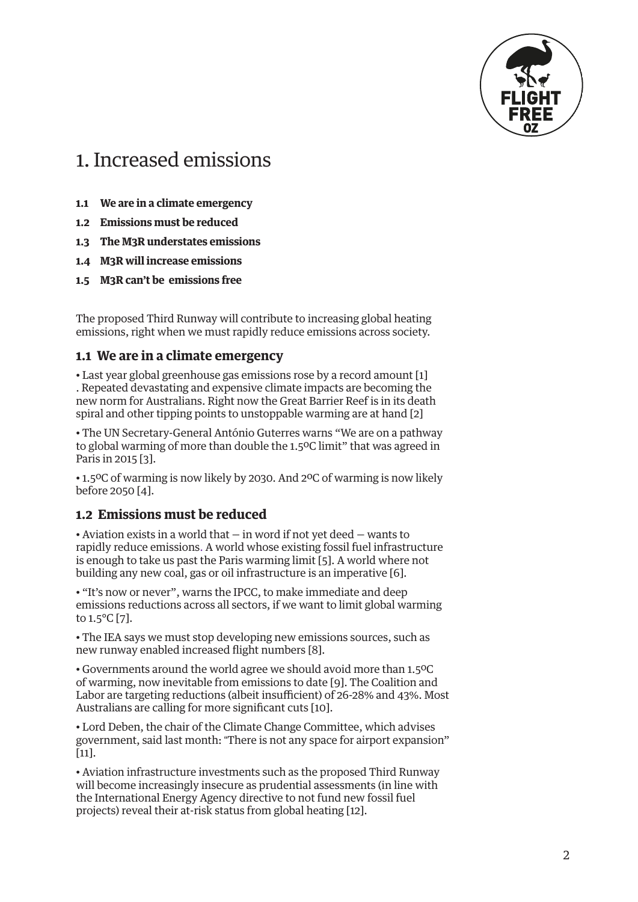# 1. Increased emissions

- **1.1 We are in a climate emergency**
- **1.2 Emissions must be reduced**
- **1.3 The M3R understates emissions**
- **1.4 M3R will increase emissions**
- **1.5 M3R can't be emissions free**

The proposed Third Runway will contribute to increasing global heating emissions, right when we must rapidly reduce emissions across society.

## 1.1 We are in a climate emergency

• Last year global greenhouse gas emissions rose by a record amount [1] . Repeated devastating and expensive climate impacts are becoming the new norm for Australians. Right now the Great Barrier Reef is in its death spiral and other tipping points to unstoppable warming are at hand [2]

• The UN Secretary-General António Guterres warns "We are on a pathway to global warming of more than double the 1.5ºC limit" that was agreed in Paris in 2015 [3].

• 1.5ºC of warming is now likely by 2030. And 2ºC of warming is now likely before 2050 [4].

## 1.2 Emissions must be reduced

• Aviation exists in a world that — in word if not yet deed — wants to rapidly reduce emissions. A world whose existing fossil fuel infrastructure is enough to take us past the Paris warming limit [5]. A world where not building any new coal, gas or oil infrastructure is an imperative [6].

• "It's now or never", warns the IPCC, to make immediate and deep emissions reductions across all sectors, if we want to limit global warming to 1.5°C [7].

• The IEA says we must stop developing new emissions sources, such as new runway enabled increased flight numbers [8].

• Governments around the world agree we should avoid more than 1.5ºC of warming, now inevitable from emissions to date [9]. The Coalition and Labor are targeting reductions (albeit insufficient) of 26-28% and 43%. Most Australians are calling for more significant cuts [10].

• Lord Deben, the chair of the Climate Change Committee, which advises government, said last month: "There is not any space for airport expansion" [11].

• Aviation infrastructure investments such as the proposed Third Runway will become increasingly insecure as prudential assessments (in line with the International Energy Agency directive to not fund new fossil fuel projects) reveal their at-risk status from global heating [12].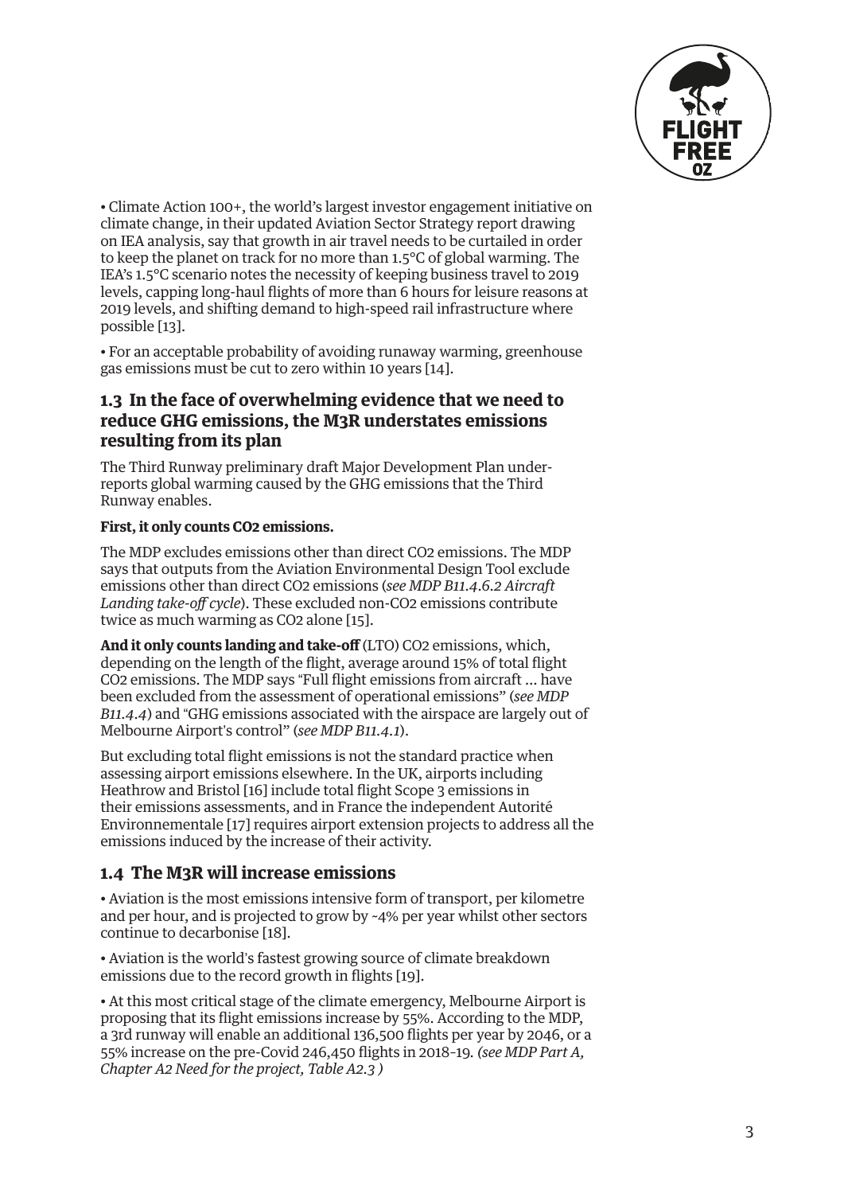• Climate Action 100+, the world's largest investor engagement initiative on climate change, in their updated Aviation Sector Strategy report drawing on IEA analysis, say that growth in air travel needs to be curtailed in order to keep the planet on track for no more than 1.5°C of global warming. The IEA's 1.5°C scenario notes the necessity of keeping business travel to 2019 levels, capping long-haul flights of more than 6 hours for leisure reasons at 2019 levels, and shifting demand to high-speed rail infrastructure where possible [13].

• For an acceptable probability of avoiding runaway warming, greenhouse gas emissions must be cut to zero within 10 years [14].

## 1.3 In the face of overwhelming evidence that we need to reduce GHG emissions, the M3R understates emissions resulting from its plan

The Third Runway preliminary draft Major Development Plan under-reports global warming caused by the GHG emissions that the Third Runway enables.

**First, it only counts $CO_2$ emissions.**

The MDP excludes emissions other than direct $CO_2$ emissions. The MDP says that outputs from the Aviation Environmental Design Tool exclude emissions other than direct $CO_2$ emissions (*see MDP B11.4.6.2 Aircraft Landing take-off cycle*). These excluded non-$CO_2$ emissions contribute twice as much warming as $CO_2$ alone [15].

**And it only counts landing and take-off** (LTO) $CO_2$ emissions, which, depending on the length of the flight, average around 15% of total flight $CO_2$ emissions. The MDP says "Full flight emissions from aircraft ... have been excluded from the assessment of operational emissions" (*see MDP B11.4.4*) and "GHG emissions associated with the airspace are largely out of Melbourne Airport's control" (*see MDP B11.4.1*).

But excluding total flight emissions is not the standard practice when assessing airport emissions elsewhere. In the UK, airports including Heathrow and Bristol [16] include total flight Scope 3 emissions in their emissions assessments, and in France the independent Autorité Environnementale [17] requires airport extension projects to address all the emissions induced by the increase of their activity.

## 1.4 The M3R will increase emissions

• Aviation is the most emissions intensive form of transport, per kilometre and per hour, and is projected to grow by ~4% per year whilst other sectors continue to decarbonise [18].

• Aviation is the world's fastest growing source of climate breakdown emissions due to the record growth in flights [19].

• At this most critical stage of the climate emergency, Melbourne Airport is proposing that its flight emissions increase by 55%. According to the MDP, a 3rd runway will enable an additional 136,500 flights per year by 2046, or a 55% increase on the pre-Covid 246,450 flights in 2018-19. *(see MDP Part A, Chapter A2 Need for the project, Table A2.3 )*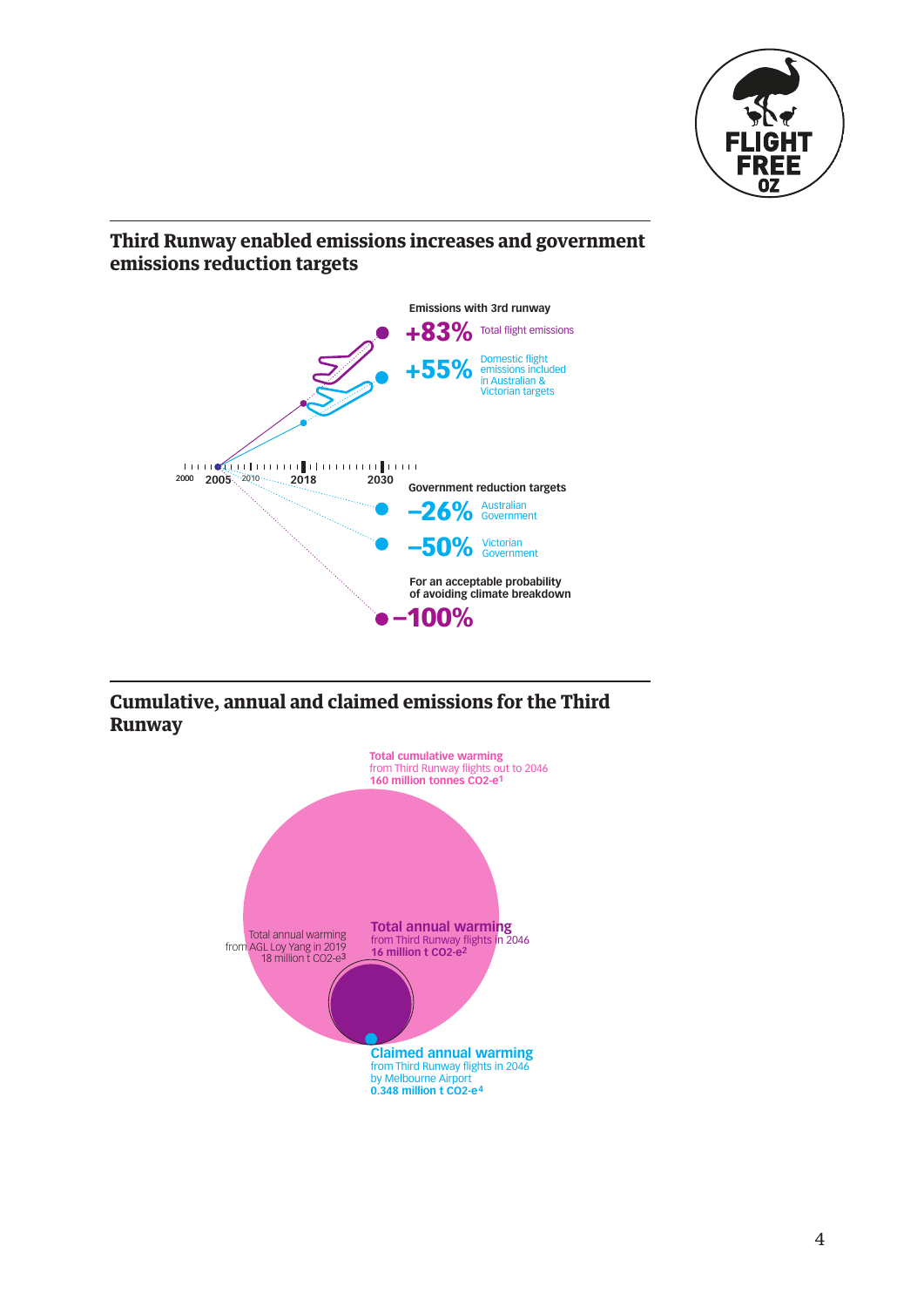## Third Runway enabled emissions increases and government emissions reduction targets

**Emissions with 3rd runway**

**+83%** Total flight emissions

**+55%** Domestic flight emissions included in Australian & Victorian targets

2000 2005 2010 2018 2030

**Government reduction targets**

**–26%** Australian Government

**–50%** Victorian Government

**For an acceptable probability of avoiding climate breakdown**

**–100%**

## Cumulative, annual and claimed emissions for the Third Runway

**Total cumulative warming**
from Third Runway flights out to 2046
**160 million tonnes CO2-e**[1]

Total annual warming
from AGL Loy Yang in 2019
18 million t CO2-e[3]

**Total annual warming**
from Third Runway flights in 2046
**16 million t CO2-e**[2]

**Claimed annual warming**
from Third Runway flights in 2046
by Melbourne Airport
**0.348 million t CO2-e**[4]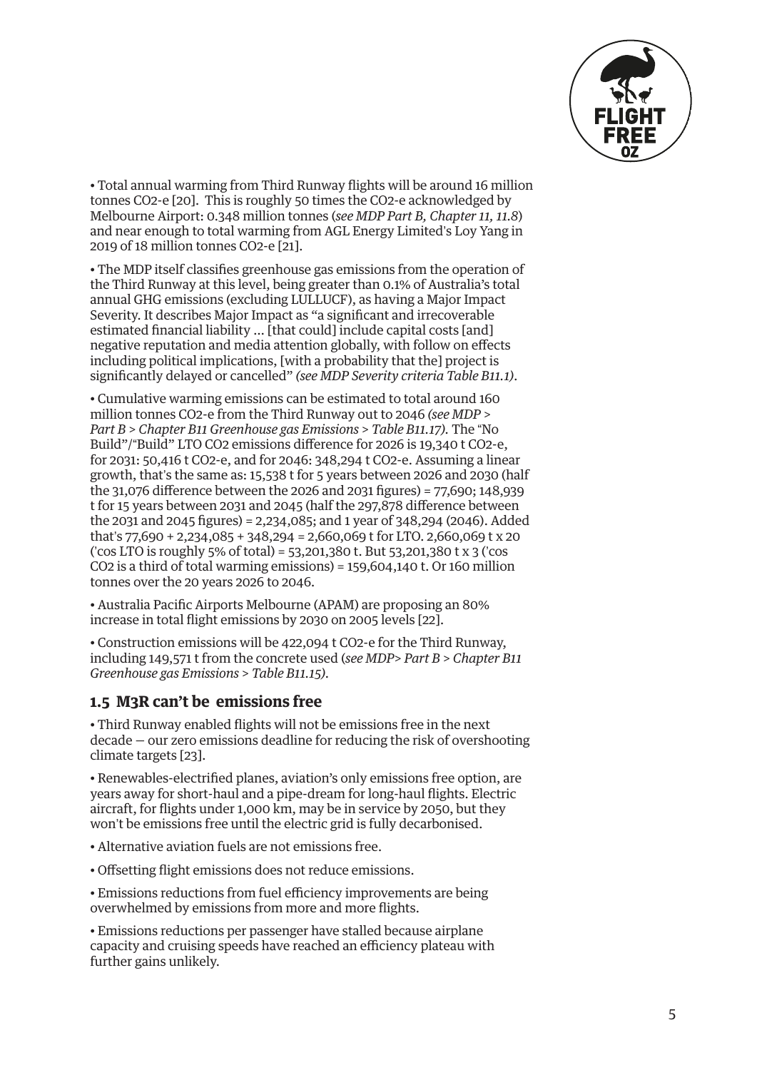• Total annual warming from Third Runway flights will be around 16 million tonnes $CO_2$-e [20]. This is roughly 50 times the $CO_2$-e acknowledged by Melbourne Airport: 0.348 million tonnes (*see MDP Part B, Chapter 11, 11.8*) and near enough to total warming from AGL Energy Limited's Loy Yang in 2019 of 18 million tonnes $CO_2$-e [21].

• The MDP itself classifies greenhouse gas emissions from the operation of the Third Runway at this level, being greater than 0.1% of Australia's total annual GHG emissions (excluding LULLUCF), as having a Major Impact Severity. It describes Major Impact as "a significant and irrecoverable estimated financial liability ... [that could] include capital costs [and] negative reputation and media attention globally, with follow on effects including political implications, [with a probability that the] project is significantly delayed or cancelled" *(see MDP Severity criteria Table B11.1)*.

• Cumulative warming emissions can be estimated to total around 160 million tonnes $CO_2$-e from the Third Runway out to 2046 *(see MDP > Part B > Chapter B11 Greenhouse gas Emissions > Table B11.17)*. The "No Build"/"Build" LTO $CO_2$ emissions difference for 2026 is 19,340 t $CO_2$-e, for 2031: 50,416 t $CO_2$-e, and for 2046: 348,294 t $CO_2$-e. Assuming a linear growth, that's the same as: 15,538 t for 5 years between 2026 and 2030 (half the 31,076 difference between the 2026 and 2031 figures) = 77,690; 148,939 t for 15 years between 2031 and 2045 (half the 297,878 difference between the 2031 and 2045 figures) = 2,234,085; and 1 year of 348,294 (2046). Added that's 77,690 + 2,234,085 + 348,294 = 2,660,069 t for LTO. 2,660,069 t x 20 ('cos LTO is roughly 5% of total) = 53,201,380 t. But 53,201,380 t x 3 ('cos $CO_2$ is a third of total warming emissions) = 159,604,140 t. Or 160 million tonnes over the 20 years 2026 to 2046.

• Australia Pacific Airports Melbourne (APAM) are proposing an 80% increase in total flight emissions by 2030 on 2005 levels [22].

• Construction emissions will be 422,094 t $CO_2$-e for the Third Runway, including 149,571 t from the concrete used (*see MDP> Part B > Chapter B11 Greenhouse gas Emissions > Table B11.15)*.

## 1.5 M3R can't be emissions free

• Third Runway enabled flights will not be emissions free in the next decade – our zero emissions deadline for reducing the risk of overshooting climate targets [23].

• Renewables-electrified planes, aviation's only emissions free option, are years away for short-haul and a pipe-dream for long-haul flights. Electric aircraft, for flights under 1,000 km, may be in service by 2050, but they won't be emissions free until the electric grid is fully decarbonised.

• Alternative aviation fuels are not emissions free.

• Offsetting flight emissions does not reduce emissions.

• Emissions reductions from fuel efficiency improvements are being overwhelmed by emissions from more and more flights.

• Emissions reductions per passenger have stalled because airplane capacity and cruising speeds have reached an efficiency plateau with further gains unlikely.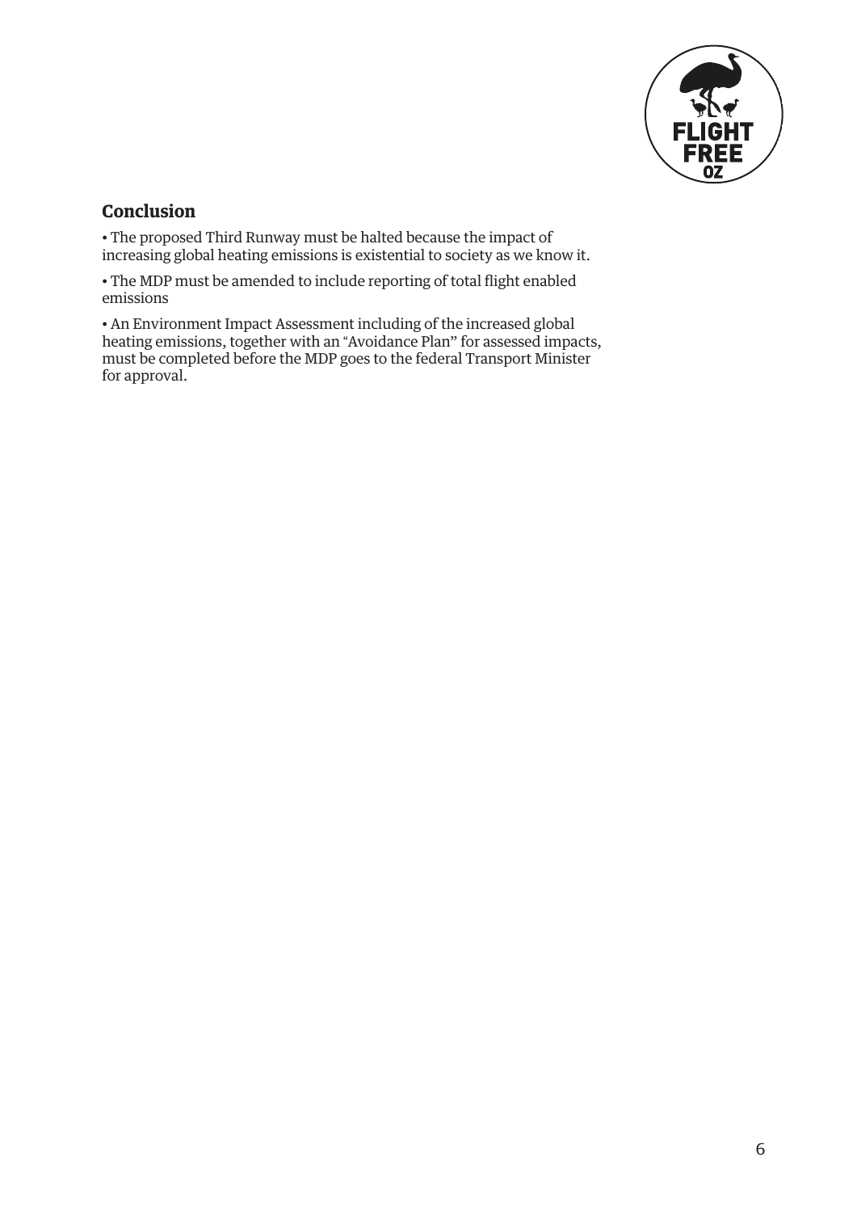## Conclusion

- The proposed Third Runway must be halted because the impact of increasing global heating emissions is existential to society as we know it.
- The MDP must be amended to include reporting of total flight enabled emissions
- An Environment Impact Assessment including of the increased global heating emissions, together with an "Avoidance Plan" for assessed impacts, must be completed before the MDP goes to the federal Transport Minister for approval.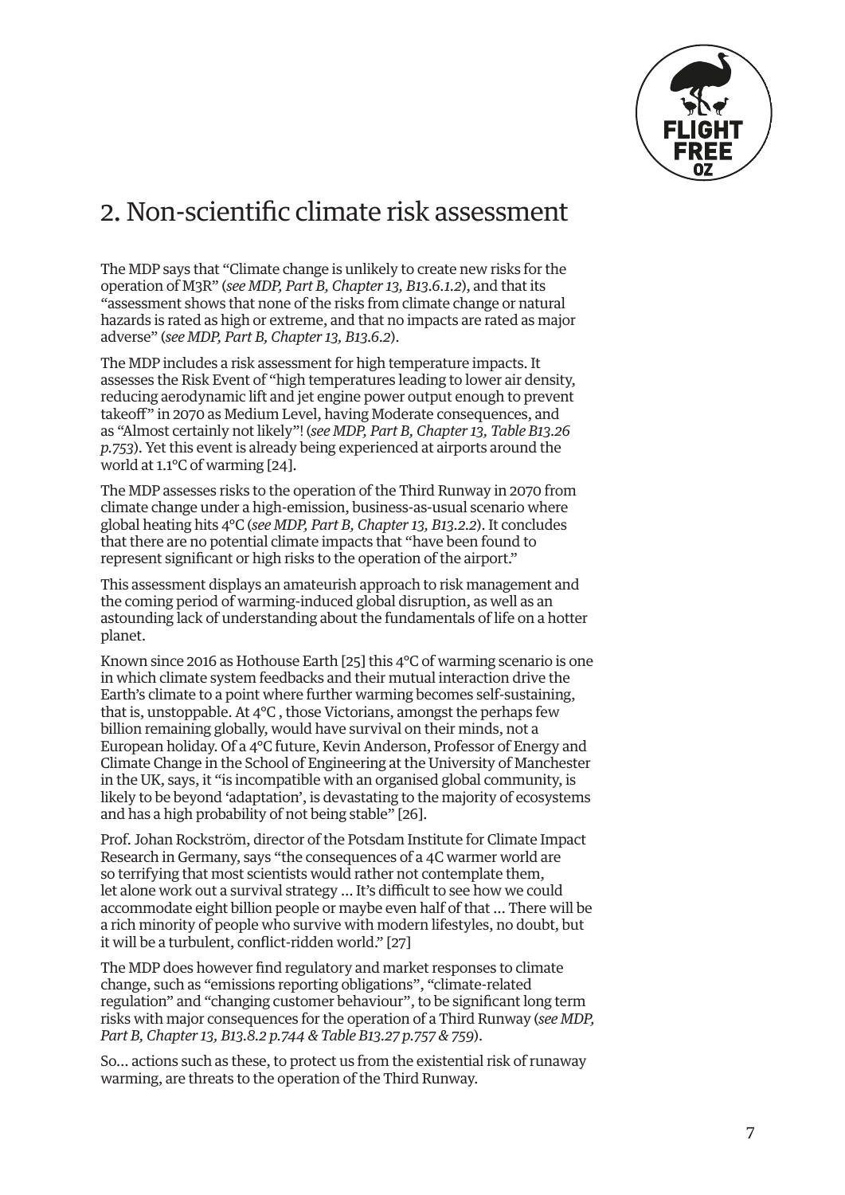## 2. Non-scientific climate risk assessment

The MDP says that "Climate change is unlikely to create new risks for the operation of M3R" (*see MDP, Part B, Chapter 13, B13.6.1.2*), and that its "assessment shows that none of the risks from climate change or natural hazards is rated as high or extreme, and that no impacts are rated as major adverse" (*see MDP, Part B, Chapter 13, B13.6.2*).

The MDP includes a risk assessment for high temperature impacts. It assesses the Risk Event of "high temperatures leading to lower air density, reducing aerodynamic lift and jet engine power output enough to prevent takeoff" in 2070 as Medium Level, having Moderate consequences, and as "Almost certainly not likely"! (*see MDP, Part B, Chapter 13, Table B13.26 p.753*). Yet this event is already being experienced at airports around the world at 1.1°C of warming [24].

The MDP assesses risks to the operation of the Third Runway in 2070 from climate change under a high-emission, business-as-usual scenario where global heating hits 4°C (*see MDP, Part B, Chapter 13, B13.2.2*). It concludes that there are no potential climate impacts that "have been found to represent significant or high risks to the operation of the airport."

This assessment displays an amateurish approach to risk management and the coming period of warming-induced global disruption, as well as an astounding lack of understanding about the fundamentals of life on a hotter planet.

Known since 2016 as Hothouse Earth [25] this 4°C of warming scenario is one in which climate system feedbacks and their mutual interaction drive the Earth's climate to a point where further warming becomes self-sustaining, that is, unstoppable. At 4°C , those Victorians, amongst the perhaps few billion remaining globally, would have survival on their minds, not a European holiday. Of a 4°C future, Kevin Anderson, Professor of Energy and Climate Change in the School of Engineering at the University of Manchester in the UK, says, it "is incompatible with an organised global community, is likely to be beyond 'adaptation', is devastating to the majority of ecosystems and has a high probability of not being stable" [26].

Prof. Johan Rockström, director of the Potsdam Institute for Climate Impact Research in Germany, says "the consequences of a 4C warmer world are so terrifying that most scientists would rather not contemplate them, let alone work out a survival strategy ... It's difficult to see how we could accommodate eight billion people or maybe even half of that ... There will be a rich minority of people who survive with modern lifestyles, no doubt, but it will be a turbulent, conflict-ridden world." [27]

The MDP does however find regulatory and market responses to climate change, such as "emissions reporting obligations", "climate-related regulation" and "changing customer behaviour", to be significant long term risks with major consequences for the operation of a Third Runway (*see MDP, Part B, Chapter 13, B13.8.2 p.744 & Table B13.27 p.757 & 759*).

So... actions such as these, to protect us from the existential risk of runaway warming, are threats to the operation of the Third Runway.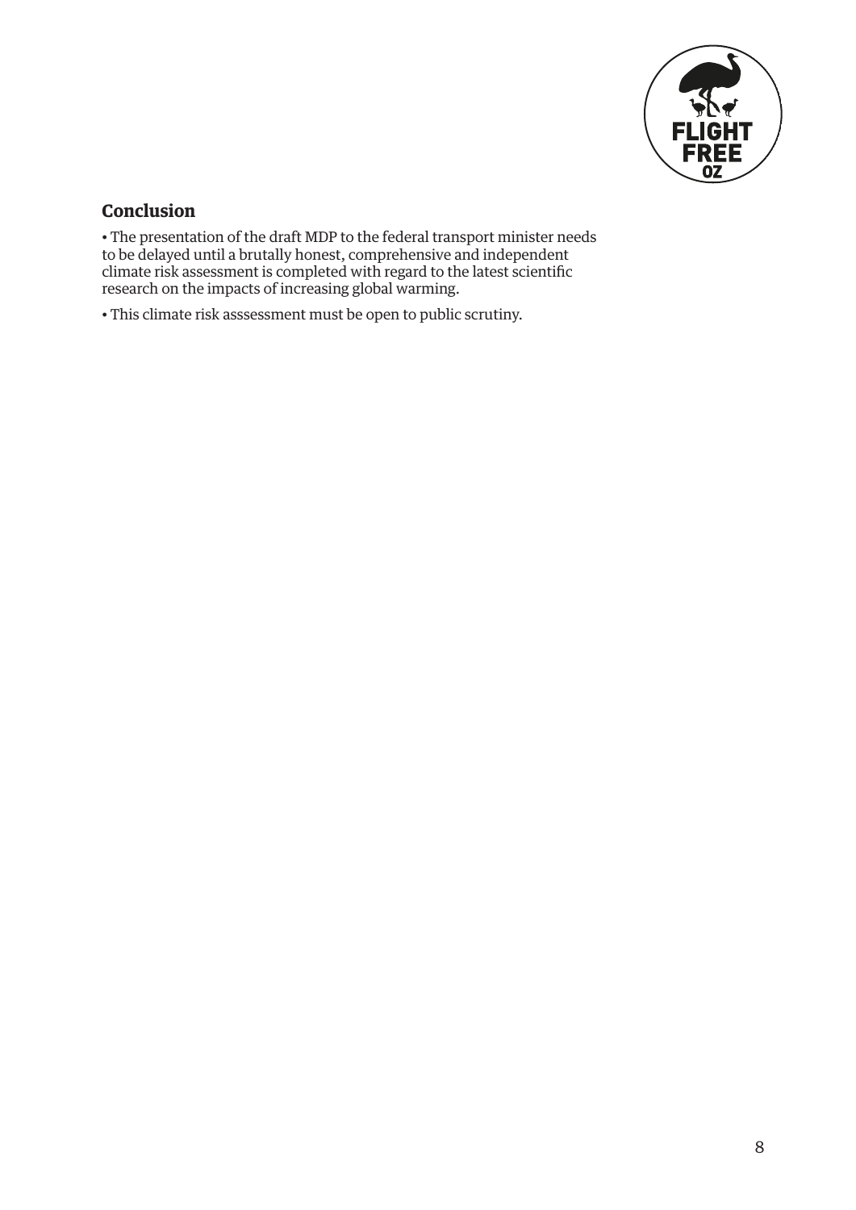## Conclusion

- The presentation of the draft MDP to the federal transport minister needs to be delayed until a brutally honest, comprehensive and independent climate risk assessment is completed with regard to the latest scientific research on the impacts of increasing global warming.
- This climate risk asssessment must be open to public scrutiny.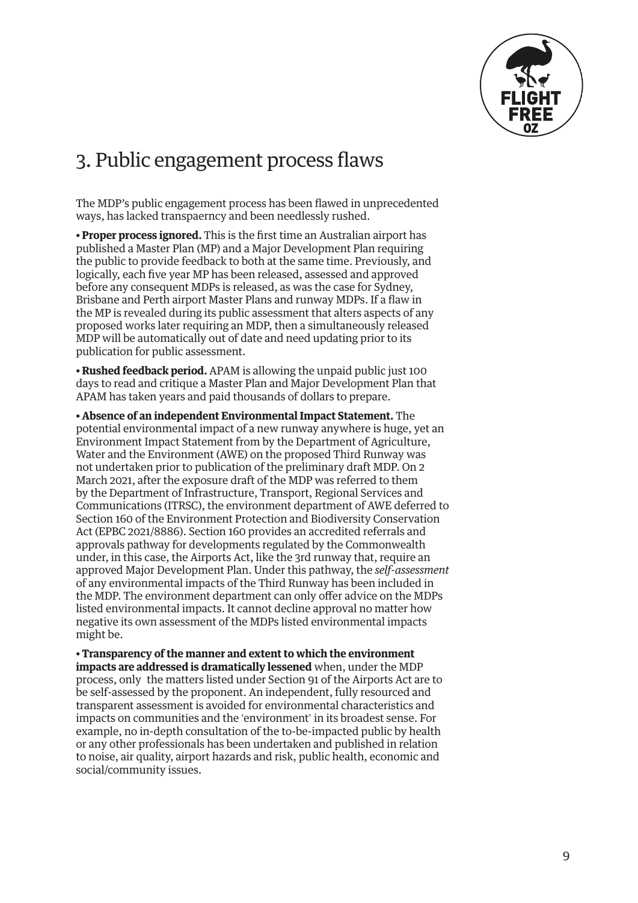## 3. Public engagement process flaws

The MDP's public engagement process has been flawed in unprecedented ways, has lacked transpaerncy and been needlessly rushed.

• **Proper process ignored.** This is the first time an Australian airport has published a Master Plan (MP) and a Major Development Plan requiring the public to provide feedback to both at the same time. Previously, and logically, each five year MP has been released, assessed and approved before any consequent MDPs is released, as was the case for Sydney, Brisbane and Perth airport Master Plans and runway MDPs. If a flaw in the MP is revealed during its public assessment that alters aspects of any proposed works later requiring an MDP, then a simultaneously released MDP will be automatically out of date and need updating prior to its publication for public assessment.

• **Rushed feedback period.** APAM is allowing the unpaid public just 100 days to read and critique a Master Plan and Major Development Plan that APAM has taken years and paid thousands of dollars to prepare.

• **Absence of an independent Environmental Impact Statement.** The potential environmental impact of a new runway anywhere is huge, yet an Environment Impact Statement from by the Department of Agriculture, Water and the Environment (AWE) on the proposed Third Runway was not undertaken prior to publication of the preliminary draft MDP. On 2 March 2021, after the exposure draft of the MDP was referred to them by the Department of Infrastructure, Transport, Regional Services and Communications (ITRSC), the environment department of AWE deferred to Section 160 of the Environment Protection and Biodiversity Conservation Act (EPBC 2021/8886). Section 160 provides an accredited referrals and approvals pathway for developments regulated by the Commonwealth under, in this case, the Airports Act, like the 3rd runway that, require an approved Major Development Plan. Under this pathway, the *self-assessment* of any environmental impacts of the Third Runway has been included in the MDP. The environment department can only offer advice on the MDPs listed environmental impacts. It cannot decline approval no matter how negative its own assessment of the MDPs listed environmental impacts might be.

• **Transparency of the manner and extent to which the environment impacts are addressed is dramatically lessened** when, under the MDP process, only the matters listed under Section 91 of the Airports Act are to be self-assessed by the proponent. An independent, fully resourced and transparent assessment is avoided for environmental characteristics and impacts on communities and the 'environment' in its broadest sense. For example, no in-depth consultation of the to-be-impacted public by health or any other professionals has been undertaken and published in relation to noise, air quality, airport hazards and risk, public health, economic and social/community issues.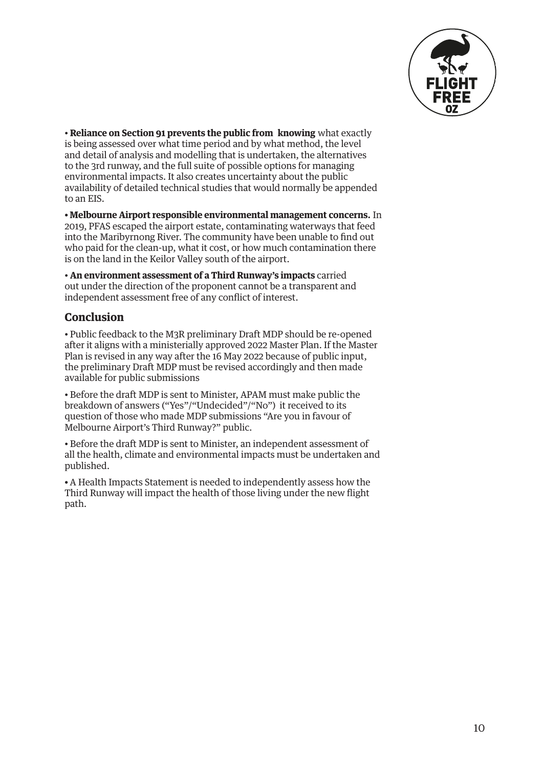• **Reliance on Section 91 prevents the public from knowing** what exactly is being assessed over what time period and by what method, the level and detail of analysis and modelling that is undertaken, the alternatives to the 3rd runway, and the full suite of possible options for managing environmental impacts. It also creates uncertainty about the public availability of detailed technical studies that would normally be appended to an EIS.

• **Melbourne Airport responsible environmental management concerns.** In 2019, PFAS escaped the airport estate, contaminating waterways that feed into the Maribyrnong River. The community have been unable to find out who paid for the clean-up, what it cost, or how much contamination there is on the land in the Keilor Valley south of the airport.

• **An environment assessment of a Third Runway's impacts** carried out under the direction of the proponent cannot be a transparent and independent assessment free of any conflict of interest.

## Conclusion

• Public feedback to the M3R preliminary Draft MDP should be re-opened after it aligns with a ministerially approved 2022 Master Plan. If the Master Plan is revised in any way after the 16 May 2022 because of public input, the preliminary Draft MDP must be revised accordingly and then made available for public submissions

• Before the draft MDP is sent to Minister, APAM must make public the breakdown of answers ("Yes"/"Undecided"/"No") it received to its question of those who made MDP submissions "Are you in favour of Melbourne Airport's Third Runway?" public.

• Before the draft MDP is sent to Minister, an independent assessment of all the health, climate and environmental impacts must be undertaken and published.

• A Health Impacts Statement is needed to independently assess how the Third Runway will impact the health of those living under the new flight path.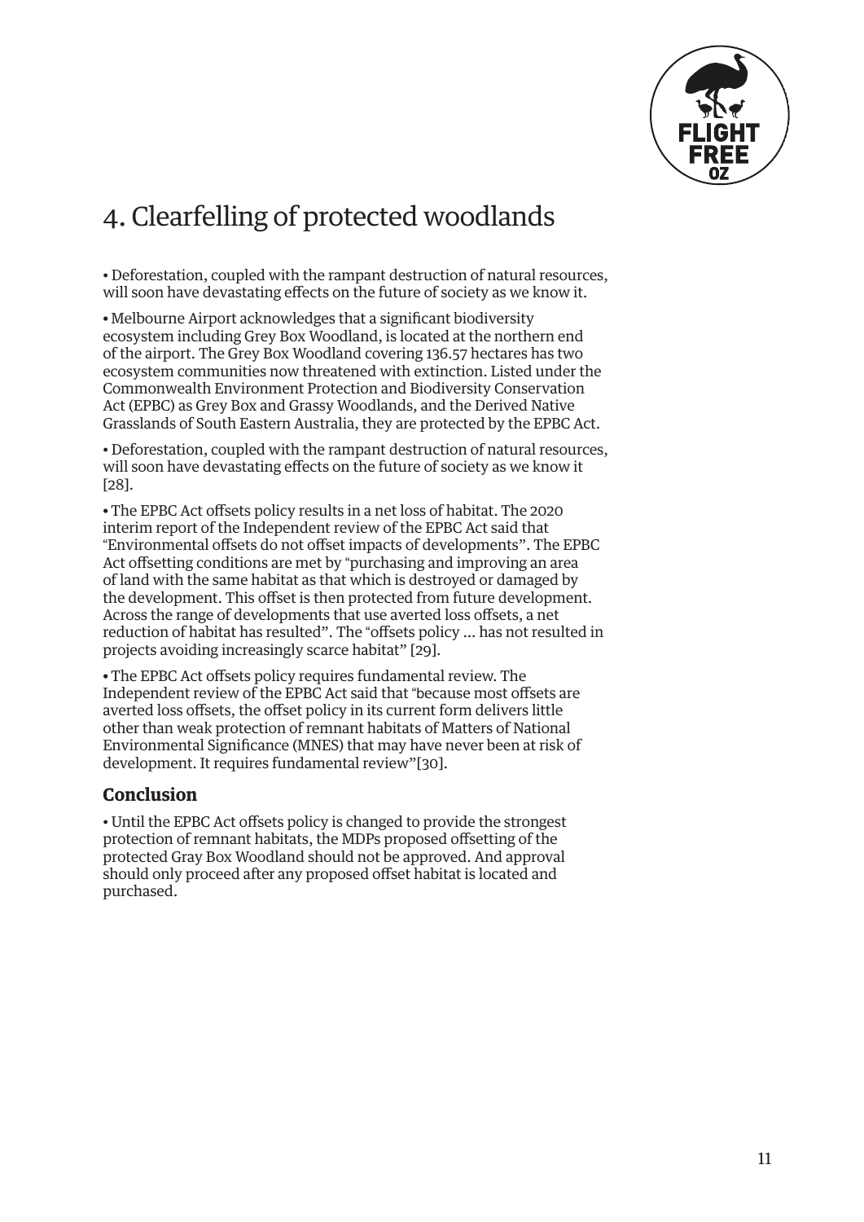# 4. Clearfelling of protected woodlands

• Deforestation, coupled with the rampant destruction of natural resources, will soon have devastating effects on the future of society as we know it.

• Melbourne Airport acknowledges that a significant biodiversity ecosystem including Grey Box Woodland, is located at the northern end of the airport. The Grey Box Woodland covering 136.57 hectares has two ecosystem communities now threatened with extinction. Listed under the Commonwealth Environment Protection and Biodiversity Conservation Act (EPBC) as Grey Box and Grassy Woodlands, and the Derived Native Grasslands of South Eastern Australia, they are protected by the EPBC Act.

• Deforestation, coupled with the rampant destruction of natural resources, will soon have devastating effects on the future of society as we know it [28].

• The EPBC Act offsets policy results in a net loss of habitat. The 2020 interim report of the Independent review of the EPBC Act said that "Environmental offsets do not offset impacts of developments". The EPBC Act offsetting conditions are met by "purchasing and improving an area of land with the same habitat as that which is destroyed or damaged by the development. This offset is then protected from future development. Across the range of developments that use averted loss offsets, a net reduction of habitat has resulted". The "offsets policy ... has not resulted in projects avoiding increasingly scarce habitat" [29].

• The EPBC Act offsets policy requires fundamental review. The Independent review of the EPBC Act said that "because most offsets are averted loss offsets, the offset policy in its current form delivers little other than weak protection of remnant habitats of Matters of National Environmental Significance (MNES) that may have never been at risk of development. It requires fundamental review"[30].

## Conclusion

• Until the EPBC Act offsets policy is changed to provide the strongest protection of remnant habitats, the MDPs proposed offsetting of the protected Gray Box Woodland should not be approved. And approval should only proceed after any proposed offset habitat is located and purchased.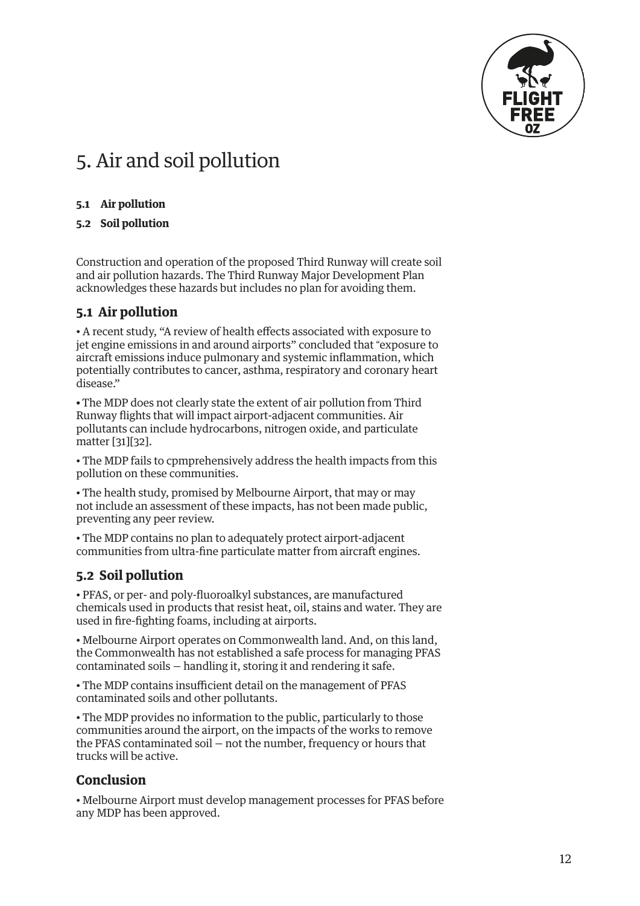# 5. Air and soil pollution

**5.1 Air pollution**

**5.2 Soil pollution**

Construction and operation of the proposed Third Runway will create soil and air pollution hazards. The Third Runway Major Development Plan acknowledges these hazards but includes no plan for avoiding them.

## 5.1 Air pollution

• A recent study, "A review of health effects associated with exposure to jet engine emissions in and around airports" concluded that "exposure to aircraft emissions induce pulmonary and systemic inflammation, which potentially contributes to cancer, asthma, respiratory and coronary heart disease."

• The MDP does not clearly state the extent of air pollution from Third Runway flights that will impact airport-adjacent communities. Air pollutants can include hydrocarbons, nitrogen oxide, and particulate matter [31][32].

• The MDP fails to cpmprehensively address the health impacts from this pollution on these communities.

• The health study, promised by Melbourne Airport, that may or may not include an assessment of these impacts, has not been made public, preventing any peer review.

• The MDP contains no plan to adequately protect airport-adjacent communities from ultra-fine particulate matter from aircraft engines.

## 5.2 Soil pollution

• PFAS, or per- and poly-fluoroalkyl substances, are manufactured chemicals used in products that resist heat, oil, stains and water. They are used in fire-fighting foams, including at airports.

• Melbourne Airport operates on Commonwealth land. And, on this land, the Commonwealth has not established a safe process for managing PFAS contaminated soils — handling it, storing it and rendering it safe.

• The MDP contains insufficient detail on the management of PFAS contaminated soils and other pollutants.

• The MDP provides no information to the public, particularly to those communities around the airport, on the impacts of the works to remove the PFAS contaminated soil — not the number, frequency or hours that trucks will be active.

## Conclusion

• Melbourne Airport must develop management processes for PFAS before any MDP has been approved.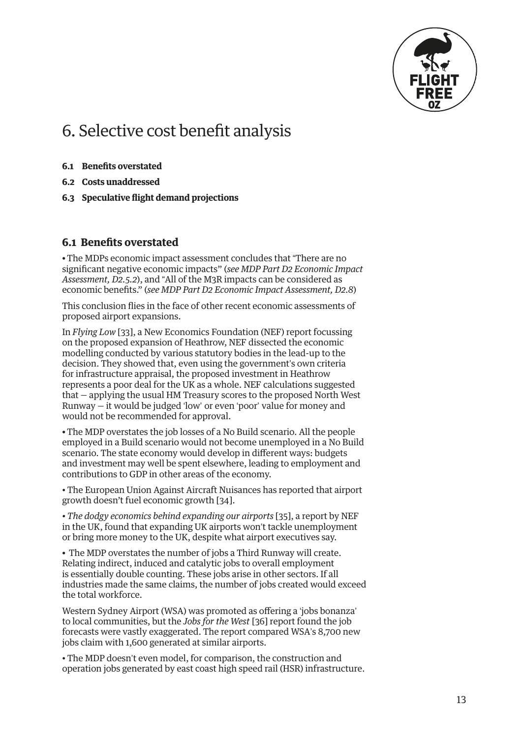# 6. Selective cost benefit analysis

**6.1 Benefits overstated**

**6.2 Costs unaddressed**

**6.3 Speculative flight demand projections**

## 6.1 Benefits overstated

• The MDPs economic impact assessment concludes that "There are no significant negative economic impacts" (*see MDP Part D2 Economic Impact Assessment, D2.5.2*), and "All of the M3R impacts can be considered as economic benefits." (*see MDP Part D2 Economic Impact Assessment, D2.8*)

This conclusion flies in the face of other recent economic assessments of proposed airport expansions.

In *Flying Low* [33], a New Economics Foundation (NEF) report focussing on the proposed expansion of Heathrow, NEF dissected the economic modelling conducted by various statutory bodies in the lead-up to the decision. They showed that, even using the government's own criteria for infrastructure appraisal, the proposed investment in Heathrow represents a poor deal for the UK as a whole. NEF calculations suggested that – applying the usual HM Treasury scores to the proposed North West Runway – it would be judged 'low' or even 'poor' value for money and would not be recommended for approval.

• The MDP overstates the job losses of a No Build scenario. All the people employed in a Build scenario would not become unemployed in a No Build scenario. The state economy would develop in different ways: budgets and investment may well be spent elsewhere, leading to employment and contributions to GDP in other areas of the economy.

• The European Union Against Aircraft Nuisances has reported that airport growth doesn't fuel economic growth [34].

• *The dodgy economics behind expanding our airports* [35], a report by NEF in the UK, found that expanding UK airports won't tackle unemployment or bring more money to the UK, despite what airport executives say.

• The MDP overstates the number of jobs a Third Runway will create. Relating indirect, induced and catalytic jobs to overall employment is essentially double counting. These jobs arise in other sectors. If all industries made the same claims, the number of jobs created would exceed the total workforce.

Western Sydney Airport (WSA) was promoted as offering a 'jobs bonanza' to local communities, but the *Jobs for the West* [36] report found the job forecasts were vastly exaggerated. The report compared WSA's 8,700 new jobs claim with 1,600 generated at similar airports.

• The MDP doesn't even model, for comparison, the construction and operation jobs generated by east coast high speed rail (HSR) infrastructure.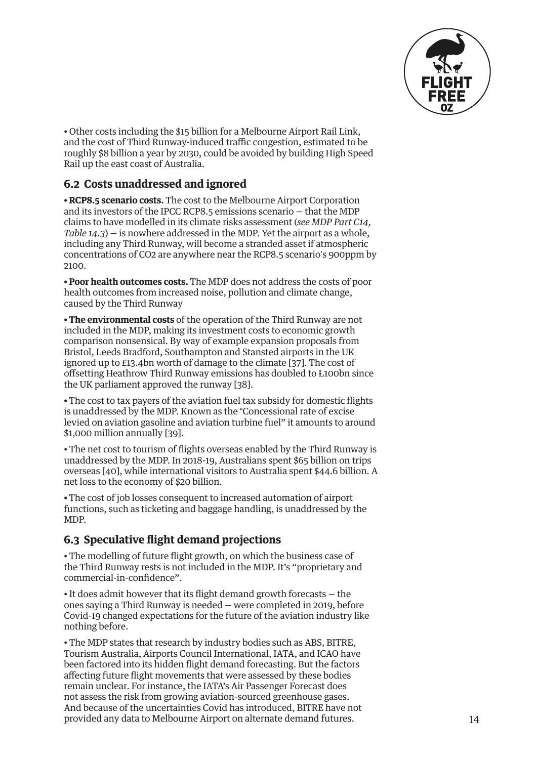• Other costs including the $15 billion for a Melbourne Airport Rail Link, and the cost of Third Runway-induced traffic congestion, estimated to be roughly $8 billion a year by 2030, could be avoided by building High Speed Rail up the east coast of Australia.

## 6.2 Costs unaddressed and ignored

• **RCP8.5 scenario costs.** The cost to the Melbourne Airport Corporation and its investors of the IPCC RCP8.5 emissions scenario — that the MDP claims to have modelled in its climate risks assessment (*see MDP Part C14, Table 14.3*) — is nowhere addressed in the MDP. Yet the airport as a whole, including any Third Runway, will become a stranded asset if atmospheric concentrations of $CO_2$ are anywhere near the RCP8.5 scenario's 900ppm by 2100.

• **Poor health outcomes costs.** The MDP does not address the costs of poor health outcomes from increased noise, pollution and climate change, caused by the Third Runway

• **The environmental costs** of the operation of the Third Runway are not included in the MDP, making its investment costs to economic growth comparison nonsensical. By way of example expansion proposals from Bristol, Leeds Bradford, Southampton and Stansted airports in the UK ignored up to £13.4bn worth of damage to the climate [37]. The cost of offsetting Heathrow Third Runway emissions has doubled to Ł100bn since the UK parliament approved the runway [38].

• The cost to tax payers of the aviation fuel tax subsidy for domestic flights is unaddressed by the MDP. Known as the "Concessional rate of excise levied on aviation gasoline and aviation turbine fuel" it amounts to around $1,000 million annually [39].

• The net cost to tourism of flights overseas enabled by the Third Runway is unaddressed by the MDP. In 2018-19, Australians spent $65 billion on trips overseas [40], while international visitors to Australia spent $44.6 billion. A net loss to the economy of $20 billion.

• The cost of job losses consequent to increased automation of airport functions, such as ticketing and baggage handling, is unaddressed by the MDP.

## 6.3 Speculative flight demand projections

• The modelling of future flight growth, on which the business case of the Third Runway rests is not included in the MDP. It's "proprietary and commercial-in-confidence".

• It does admit however that its flight demand growth forecasts — the ones saying a Third Runway is needed — were completed in 2019, before Covid-19 changed expectations for the future of the aviation industry like nothing before.

• The MDP states that research by industry bodies such as ABS, BITRE, Tourism Australia, Airports Council International, IATA, and ICAO have been factored into its hidden flight demand forecasting. But the factors affecting future flight movements that were assessed by these bodies remain unclear. For instance, the IATA's Air Passenger Forecast does not assess the risk from growing aviation-sourced greenhouse gases. And because of the uncertainties Covid has introduced, BITRE have not provided any data to Melbourne Airport on alternate demand futures.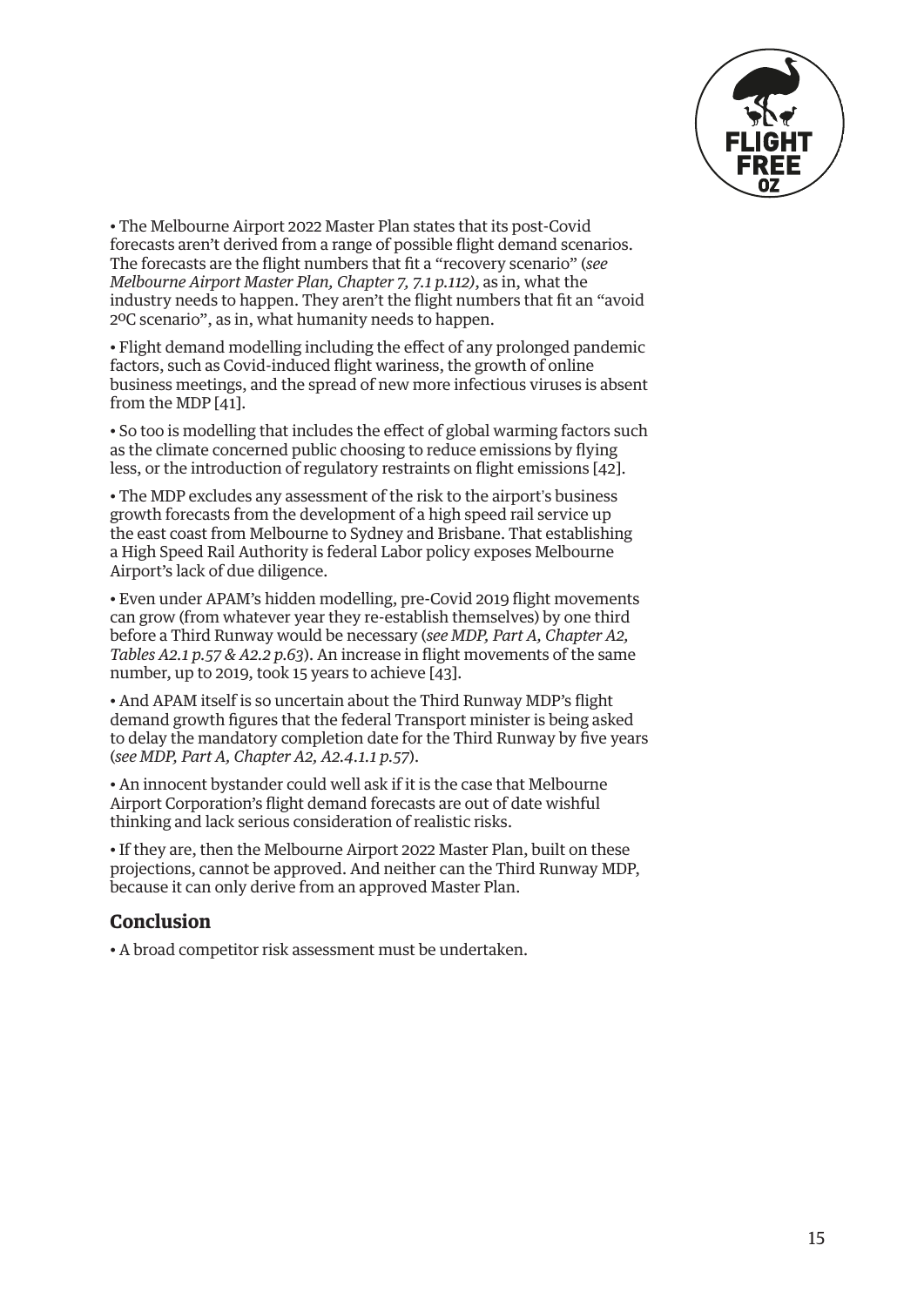• The Melbourne Airport 2022 Master Plan states that its post-Covid forecasts aren't derived from a range of possible flight demand scenarios. The forecasts are the flight numbers that fit a "recovery scenario" (*see Melbourne Airport Master Plan, Chapter 7, 7.1 p.112)*, as in, what the industry needs to happen. They aren't the flight numbers that fit an "avoid 2ºC scenario", as in, what humanity needs to happen.

• Flight demand modelling including the effect of any prolonged pandemic factors, such as Covid-induced flight wariness, the growth of online business meetings, and the spread of new more infectious viruses is absent from the MDP [41].

• So too is modelling that includes the effect of global warming factors such as the climate concerned public choosing to reduce emissions by flying less, or the introduction of regulatory restraints on flight emissions [42].

• The MDP excludes any assessment of the risk to the airport's business growth forecasts from the development of a high speed rail service up the east coast from Melbourne to Sydney and Brisbane. That establishing a High Speed Rail Authority is federal Labor policy exposes Melbourne Airport's lack of due diligence.

• Even under APAM's hidden modelling, pre-Covid 2019 flight movements can grow (from whatever year they re-establish themselves) by one third before a Third Runway would be necessary (*see MDP, Part A, Chapter A2, Tables A2.1 p.57 & A2.2 p.63*). An increase in flight movements of the same number, up to 2019, took 15 years to achieve [43].

• And APAM itself is so uncertain about the Third Runway MDP's flight demand growth figures that the federal Transport minister is being asked to delay the mandatory completion date for the Third Runway by five years (*see MDP, Part A, Chapter A2, A2.4.1.1 p.57*).

• An innocent bystander could well ask if it is the case that Melbourne Airport Corporation's flight demand forecasts are out of date wishful thinking and lack serious consideration of realistic risks.

• If they are, then the Melbourne Airport 2022 Master Plan, built on these projections, cannot be approved. And neither can the Third Runway MDP, because it can only derive from an approved Master Plan.

## Conclusion

• A broad competitor risk assessment must be undertaken.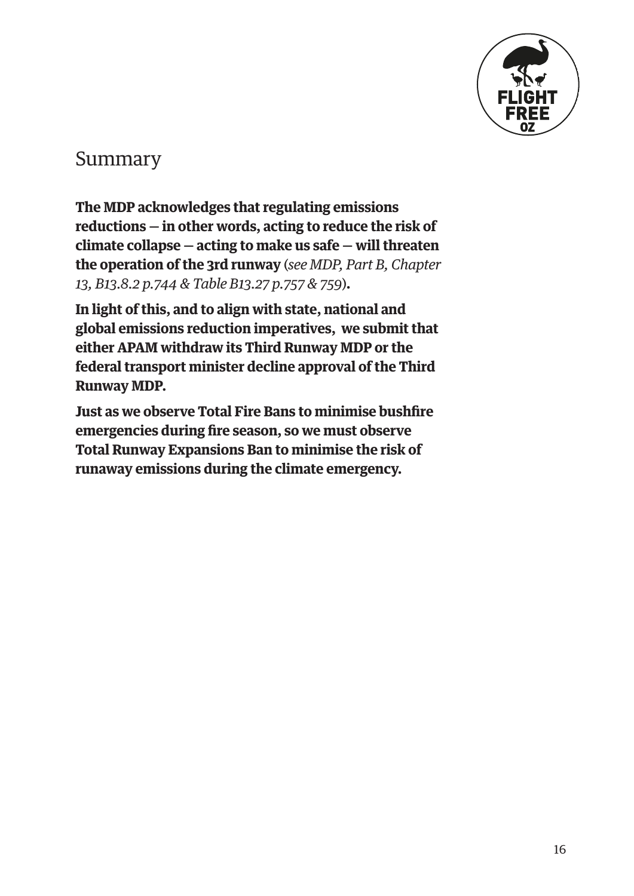## Summary

**The MDP acknowledges that regulating emissions reductions — in other words, acting to reduce the risk of climate collapse — acting to make us safe — will threaten the operation of the 3rd runway** (*see MDP, Part B, Chapter 13, B13.8.2 p.744 & Table B13.27 p.757 & 759*)**.**

**In light of this, and to align with state, national and global emissions reduction imperatives, we submit that either APAM withdraw its Third Runway MDP or the federal transport minister decline approval of the Third Runway MDP.**

**Just as we observe Total Fire Bans to minimise bushfire emergencies during fire season, so we must observe Total Runway Expansions Ban to minimise the risk of runaway emissions during the climate emergency.**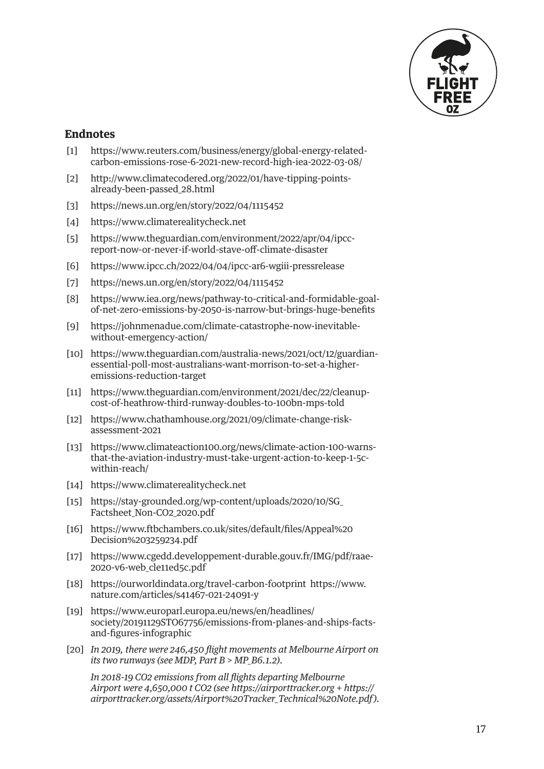## Endnotes

[1] https://www.reuters.com/business/energy/global-energy-related-carbon-emissions-rose-6-2021-new-record-high-iea-2022-03-08/

[2] http://www.climatecodered.org/2022/01/have-tipping-points-already-been-passed_28.html

[3] https://news.un.org/en/story/2022/04/1115452

[4] https://www.climaterealitycheck.net

[5] https://www.theguardian.com/environment/2022/apr/04/ipcc-report-now-or-never-if-world-stave-off-climate-disaster

[6] https://www.ipcc.ch/2022/04/04/ipcc-ar6-wgiii-pressrelease

[7] https://news.un.org/en/story/2022/04/1115452

[8] https://www.iea.org/news/pathway-to-critical-and-formidable-goal-of-net-zero-emissions-by-2050-is-narrow-but-brings-huge-benefits

[9] https://johnmenadue.com/climate-catastrophe-now-inevitable-without-emergency-action/

[10] https://www.theguardian.com/australia-news/2021/oct/12/guardian-essential-poll-most-australians-want-morrison-to-set-a-higher-emissions-reduction-target

[11] https://www.theguardian.com/environment/2021/dec/22/cleanup-cost-of-heathrow-third-runway-doubles-to-100bn-mps-told

[12] https://www.chathamhouse.org/2021/09/climate-change-risk-assessment-2021

[13] https://www.climateaction100.org/news/climate-action-100-warns-that-the-aviation-industry-must-take-urgent-action-to-keep-1-5c-within-reach/

[14] https://www.climaterealitycheck.net

[15] https://stay-grounded.org/wp-content/uploads/2020/10/SG_Factsheet_Non-CO2_2020.pdf

[16] https://www.ftbchambers.co.uk/sites/default/files/Appeal%20Decision%203259234.pdf

[17] https://www.cgedd.developpement-durable.gouv.fr/IMG/pdf/raae-2020-v6-web_cle11ed5c.pdf

[18] https://ourworldindata.org/travel-carbon-footprint https://www.nature.com/articles/s41467-021-24091-y

[19] https://www.europarl.europa.eu/news/en/headlines/society/20191129STO67756/emissions-from-planes-and-ships-facts-and-figures-infographic

[20] *In 2019, there were 246,450 flight movements at Melbourne Airport on its two runways (see MDP, Part B > MP_B6.1.2).*

*In 2018-19 CO2 emissions from all flights departing Melbourne Airport were 4,650,000 t CO2 (see https://airporttracker.org + https://airporttracker.org/assets/Airport%20Tracker_Technical%20Note.pdf).*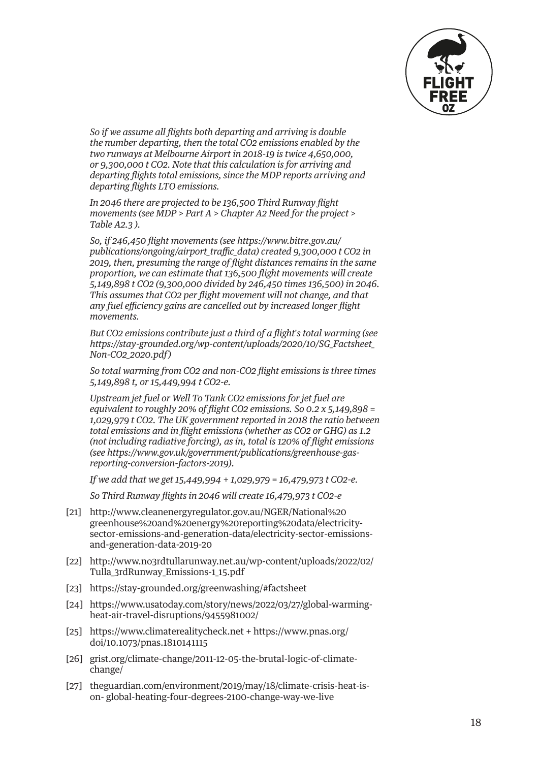*So if we assume all flights both departing and arriving is double the number departing, then the total $CO_2$ emissions enabled by the two runways at Melbourne Airport in 2018-19 is twice 4,650,000, or 9,300,000 t $CO_2$. Note that this calculation is for arriving and departing flights total emissions, since the MDP reports arriving and departing flights LTO emissions.*

*In 2046 there are projected to be 136,500 Third Runway flight movements (see MDP > Part A > Chapter A2 Need for the project > Table A2.3 ).*

*So, if 246,450 flight movements (see https://www.bitre.gov.au/publications/ongoing/airport_traffic_data) created 9,300,000 t $CO_2$ in 2019, then, presuming the range of flight distances remains in the same proportion, we can estimate that 136,500 flight movements will create 5,149,898 t $CO_2$ (9,300,000 divided by 246,450 times 136,500) in 2046. This assumes that $CO_2$ per flight movement will not change, and that any fuel efficiency gains are cancelled out by increased longer flight movements.*

*But $CO_2$ emissions contribute just a third of a flight's total warming (see https://stay-grounded.org/wp-content/uploads/2020/10/SG_Factsheet_Non-CO2_2020.pdf)*

*So total warming from $CO_2$ and non-$CO_2$ flight emissions is three times 5,149,898 t, or 15,449,994 t $CO_2$-e.*

*Upstream jet fuel or Well To Tank $CO_2$ emissions for jet fuel are equivalent to roughly 20% of flight $CO_2$ emissions. So 0.2 x 5,149,898 = 1,029,979 t $CO_2$. The UK government reported in 2018 the ratio between total emissions and in flight emissions (whether as $CO_2$ or GHG) as 1.2 (not including radiative forcing), as in, total is 120% of flight emissions (see https://www.gov.uk/government/publications/greenhouse-gas-reporting-conversion-factors-2019).*

*If we add that we get 15,449,994 + 1,029,979 = 16,479,973 t $CO_2$-e.*

*So Third Runway flights in 2046 will create 16,479,973 t $CO_2$-e*

[21] http://www.cleanenergyregulator.gov.au/NGER/National%20greenhouse%20and%20energy%20reporting%20data/electricity-sector-emissions-and-generation-data/electricity-sector-emissions-and-generation-data-2019-20

[22] http://www.no3rdtullarunway.net.au/wp-content/uploads/2022/02/Tulla_3rdRunway_Emissions-1_15.pdf

[23] https://stay-grounded.org/greenwashing/#factsheet

[24] https://www.usatoday.com/story/news/2022/03/27/global-warming-heat-air-travel-disruptions/9455981002/

[25] https://www.climaterealitycheck.net + https://www.pnas.org/doi/10.1073/pnas.1810141115

[26] grist.org/climate-change/2011-12-05-the-brutal-logic-of-climate-change/

[27] theguardian.com/environment/2019/may/18/climate-crisis-heat-is-on- global-heating-four-degrees-2100-change-way-we-live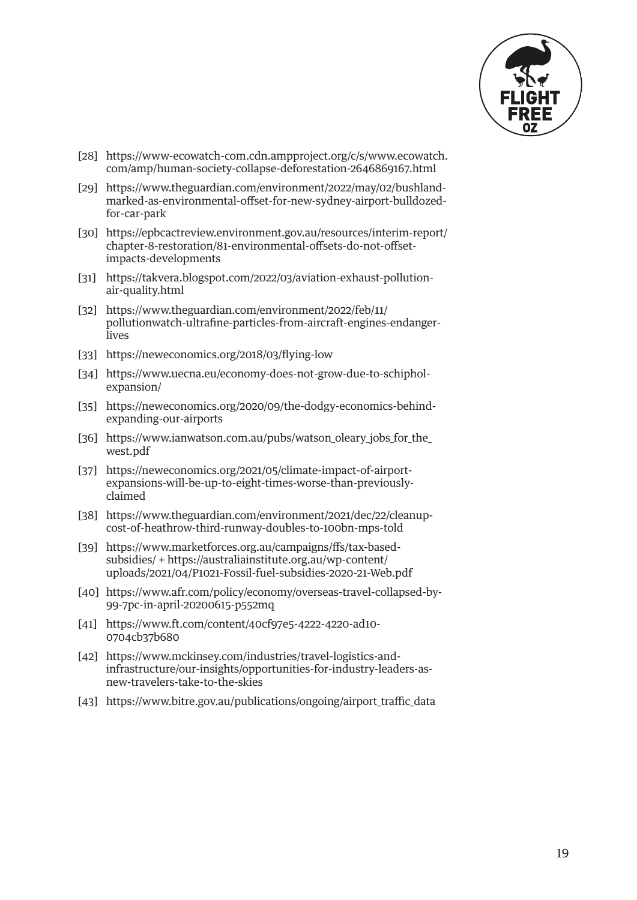[28] https://www-ecowatch-com.cdn.ampproject.org/c/s/www.ecowatch.com/amp/human-society-collapse-deforestation-2646869167.html

[29] https://www.theguardian.com/environment/2022/may/02/bushland-marked-as-environmental-offset-for-new-sydney-airport-bulldozed-for-car-park

[30] https://epbcactreview.environment.gov.au/resources/interim-report/chapter-8-restoration/81-environmental-offsets-do-not-offset-impacts-developments

[31] https://takvera.blogspot.com/2022/03/aviation-exhaust-pollution-air-quality.html

[32] https://www.theguardian.com/environment/2022/feb/11/pollutionwatch-ultrafine-particles-from-aircraft-engines-endanger-lives

[33] https://neweconomics.org/2018/03/flying-low

[34] https://www.uecna.eu/economy-does-not-grow-due-to-schiphol-expansion/

[35] https://neweconomics.org/2020/09/the-dodgy-economics-behind-expanding-our-airports

[36] https://www.ianwatson.com.au/pubs/watson_oleary_jobs_for_the_west.pdf

[37] https://neweconomics.org/2021/05/climate-impact-of-airport-expansions-will-be-up-to-eight-times-worse-than-previously-claimed

[38] https://www.theguardian.com/environment/2021/dec/22/cleanup-cost-of-heathrow-third-runway-doubles-to-100bn-mps-told

[39] https://www.marketforces.org.au/campaigns/ffs/tax-based-subsidies/ + https://australiainstitute.org.au/wp-content/uploads/2021/04/P1021-Fossil-fuel-subsidies-2020-21-Web.pdf

[40] https://www.afr.com/policy/economy/overseas-travel-collapsed-by-99-7pc-in-april-20200615-p552mq

[41] https://www.ft.com/content/40cf97e5-4222-4220-ad10-0704cb37b680

[42] https://www.mckinsey.com/industries/travel-logistics-and-infrastructure/our-insights/opportunities-for-industry-leaders-as-new-travelers-take-to-the-skies

[43] https://www.bitre.gov.au/publications/ongoing/airport_traffic_data